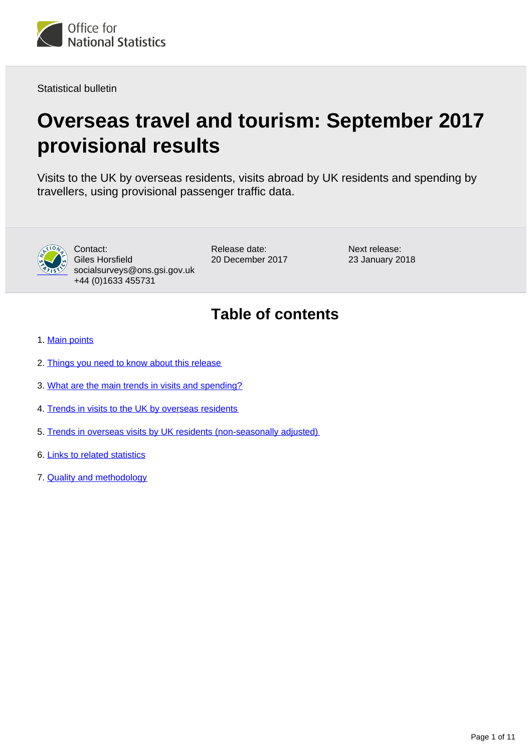Office for National Statistics

Statistical bulletin

# Overseas travel and tourism: September 2017 provisional results

Visits to the UK by overseas residents, visits abroad by UK residents and spending by travellers, using provisional passenger traffic data.

Contact:
Giles Horsfield
socialsurveys@ons.gsi.gov.uk
+44 (0)1633 455731

Release date:
20 December 2017

Next release:
23 January 2018

## Table of contents

1. Main points
2. Things you need to know about this release
3. What are the main trends in visits and spending?
4. Trends in visits to the UK by overseas residents
5. Trends in overseas visits by UK residents (non-seasonally adjusted)
6. Links to related statistics
7. Quality and methodology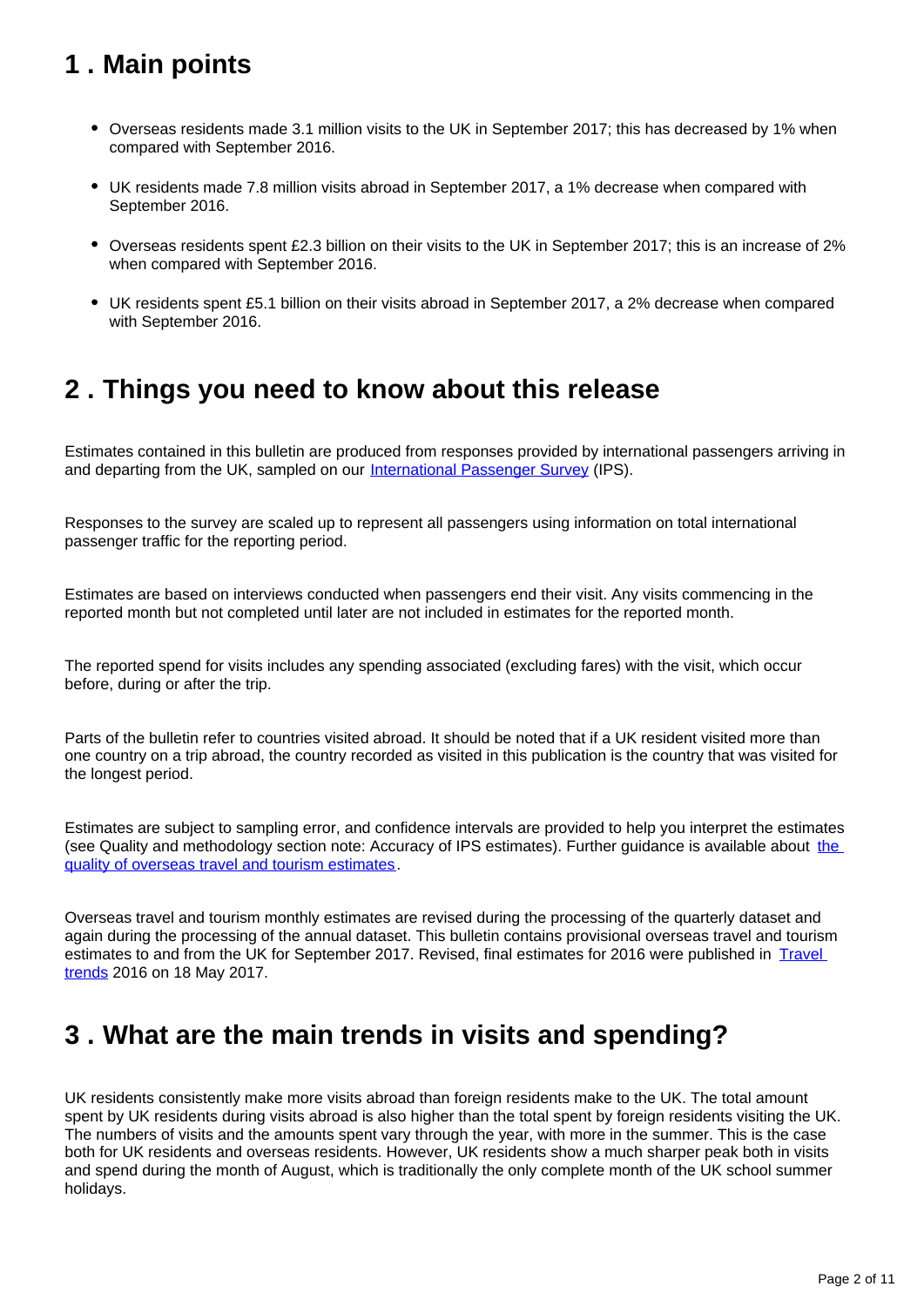## 1 . Main points

- Overseas residents made 3.1 million visits to the UK in September 2017; this has decreased by 1% when compared with September 2016.
- UK residents made 7.8 million visits abroad in September 2017, a 1% decrease when compared with September 2016.
- Overseas residents spent £2.3 billion on their visits to the UK in September 2017; this is an increase of 2% when compared with September 2016.
- UK residents spent £5.1 billion on their visits abroad in September 2017, a 2% decrease when compared with September 2016.

## 2 . Things you need to know about this release

Estimates contained in this bulletin are produced from responses provided by international passengers arriving in and departing from the UK, sampled on our [International Passenger Survey](#) (IPS).

Responses to the survey are scaled up to represent all passengers using information on total international passenger traffic for the reporting period.

Estimates are based on interviews conducted when passengers end their visit. Any visits commencing in the reported month but not completed until later are not included in estimates for the reported month.

The reported spend for visits includes any spending associated (excluding fares) with the visit, which occur before, during or after the trip.

Parts of the bulletin refer to countries visited abroad. It should be noted that if a UK resident visited more than one country on a trip abroad, the country recorded as visited in this publication is the country that was visited for the longest period.

Estimates are subject to sampling error, and confidence intervals are provided to help you interpret the estimates (see Quality and methodology section note: Accuracy of IPS estimates). Further guidance is available about [the quality of overseas travel and tourism estimates](#).

Overseas travel and tourism monthly estimates are revised during the processing of the quarterly dataset and again during the processing of the annual dataset. This bulletin contains provisional overseas travel and tourism estimates to and from the UK for September 2017. Revised, final estimates for 2016 were published in [Travel trends](#) 2016 on 18 May 2017.

## 3 . What are the main trends in visits and spending?

UK residents consistently make more visits abroad than foreign residents make to the UK. The total amount spent by UK residents during visits abroad is also higher than the total spent by foreign residents visiting the UK. The numbers of visits and the amounts spent vary through the year, with more in the summer. This is the case both for UK residents and overseas residents. However, UK residents show a much sharper peak both in visits and spend during the month of August, which is traditionally the only complete month of the UK school summer holidays.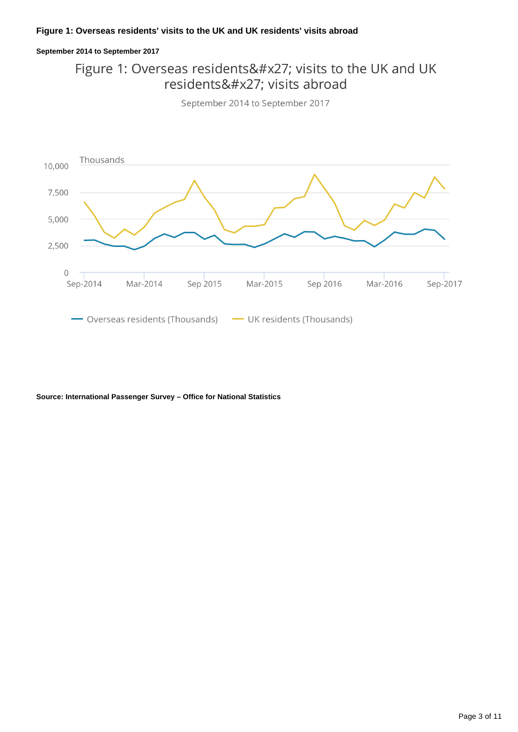**Figure 1: Overseas residents' visits to the UK and UK residents' visits abroad**

**September 2014 to September 2017**

Figure 1: Overseas residents&#x27; visits to the UK and UK residents&#x27; visits abroad

September 2014 to September 2017

Thousands

10,000
7,500
5,000
2,500
0

Sep-2014 Mar-2014 Sep 2015 Mar-2015 Sep 2016 Mar-2016 Sep-2017

Overseas residents (Thousands) UK residents (Thousands)

**Source: International Passenger Survey – Office for National Statistics**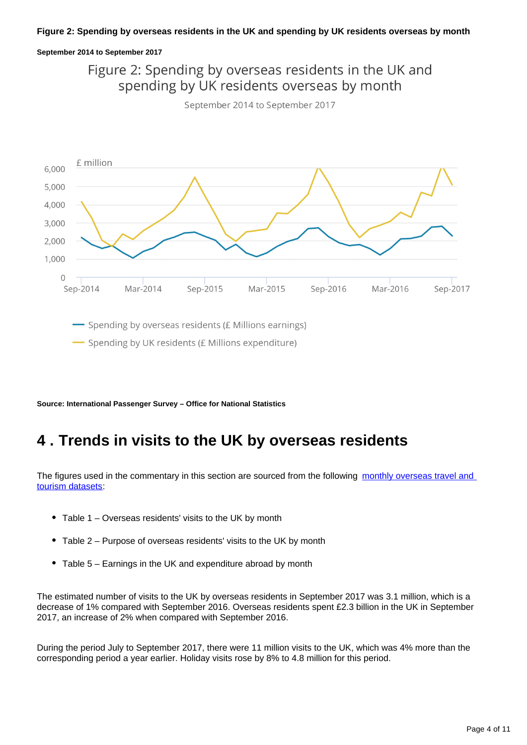**Figure 2: Spending by overseas residents in the UK and spending by UK residents overseas by month**

**September 2014 to September 2017**

Figure 2: Spending by overseas residents in the UK and spending by UK residents overseas by month

September 2014 to September 2017

£ million

Spending by overseas residents (£ Millions earnings)

Spending by UK residents (£ Millions expenditure)

**Source: International Passenger Survey – Office for National Statistics**

# 4 . Trends in visits to the UK by overseas residents

The figures used in the commentary in this section are sourced from the following [monthly overseas travel and tourism datasets](monthly overseas travel and tourism datasets):

- Table 1 – Overseas residents' visits to the UK by month
- Table 2 – Purpose of overseas residents' visits to the UK by month
- Table 5 – Earnings in the UK and expenditure abroad by month

The estimated number of visits to the UK by overseas residents in September 2017 was 3.1 million, which is a decrease of 1% compared with September 2016. Overseas residents spent £2.3 billion in the UK in September 2017, an increase of 2% when compared with September 2016.

During the period July to September 2017, there were 11 million visits to the UK, which was 4% more than the corresponding period a year earlier. Holiday visits rose by 8% to 4.8 million for this period.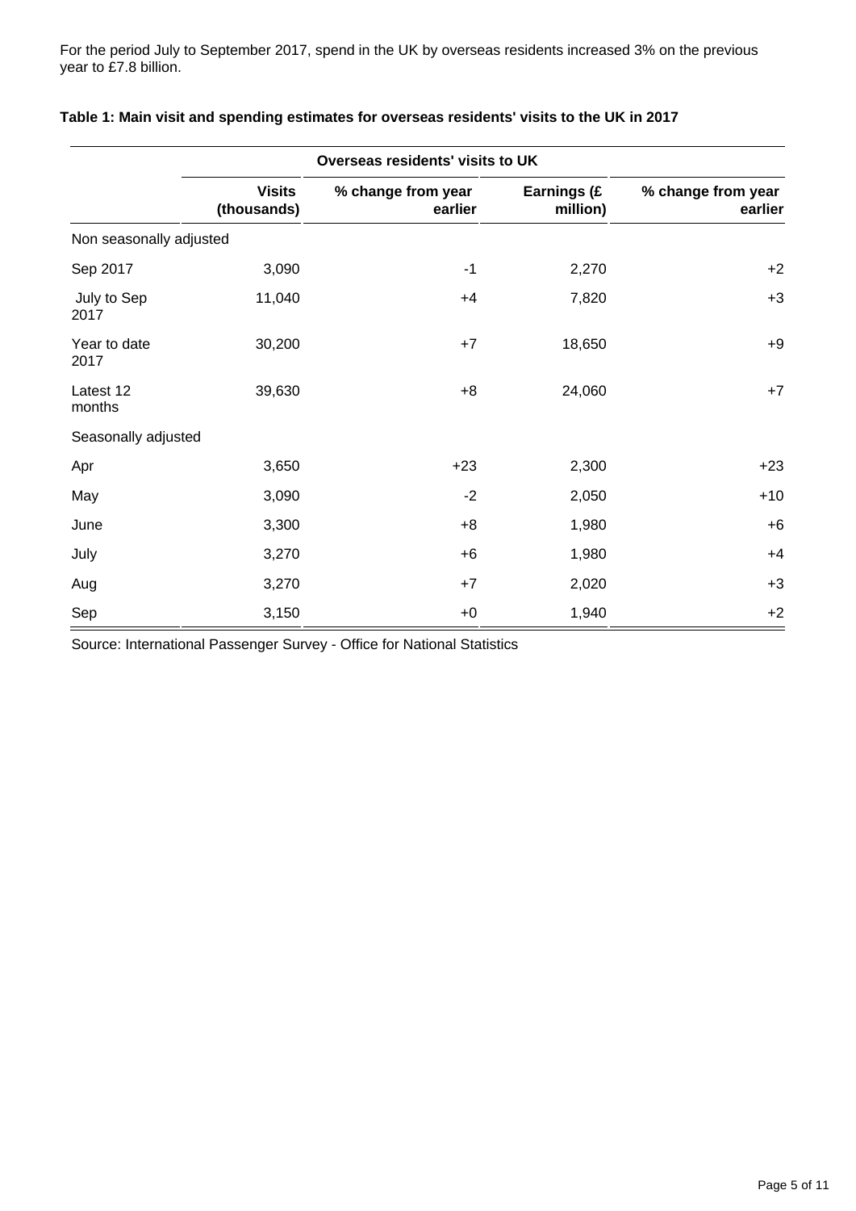For the period July to September 2017, spend in the UK by overseas residents increased 3% on the previous year to £7.8 billion.

**Table 1: Main visit and spending estimates for overseas residents' visits to the UK in 2017**

| | Overseas residents' visits to UK | | | |
|---|---|---|---|---|
| | **Visits (thousands)** | **% change from year earlier** | **Earnings (£ million)** | **% change from year earlier** |
| Non seasonally adjusted | | | | |
| Sep 2017 | 3,090 | -1 | 2,270 | +2 |
| July to Sep 2017 | 11,040 | +4 | 7,820 | +3 |
| Year to date 2017 | 30,200 | +7 | 18,650 | +9 |
| Latest 12 months | 39,630 | +8 | 24,060 | +7 |
| Seasonally adjusted | | | | |
| Apr | 3,650 | +23 | 2,300 | +23 |
| May | 3,090 | -2 | 2,050 | +10 |
| June | 3,300 | +8 | 1,980 | +6 |
| July | 3,270 | +6 | 1,980 | +4 |
| Aug | 3,270 | +7 | 2,020 | +3 |
| Sep | 3,150 | +0 | 1,940 | +2 |

Source: International Passenger Survey - Office for National Statistics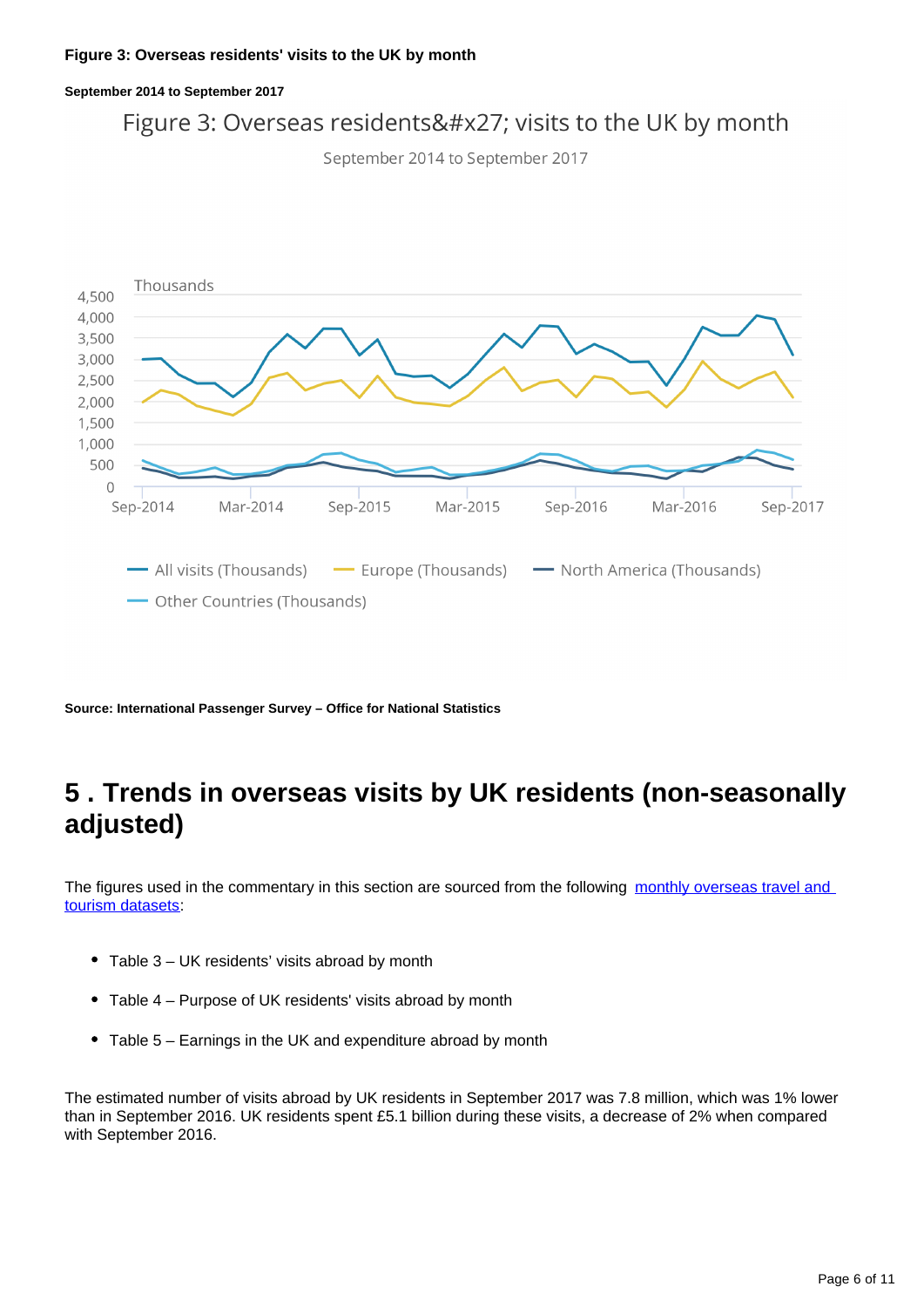**Figure 3: Overseas residents' visits to the UK by month**

**September 2014 to September 2017**

**Source: International Passenger Survey – Office for National Statistics**

# 5 . Trends in overseas visits by UK residents (non-seasonally adjusted)

The figures used in the commentary in this section are sourced from the following monthly overseas travel and tourism datasets:

- Table 3 – UK residents' visits abroad by month
- Table 4 – Purpose of UK residents' visits abroad by month
- Table 5 – Earnings in the UK and expenditure abroad by month

The estimated number of visits abroad by UK residents in September 2017 was 7.8 million, which was 1% lower than in September 2016. UK residents spent £5.1 billion during these visits, a decrease of 2% when compared with September 2016.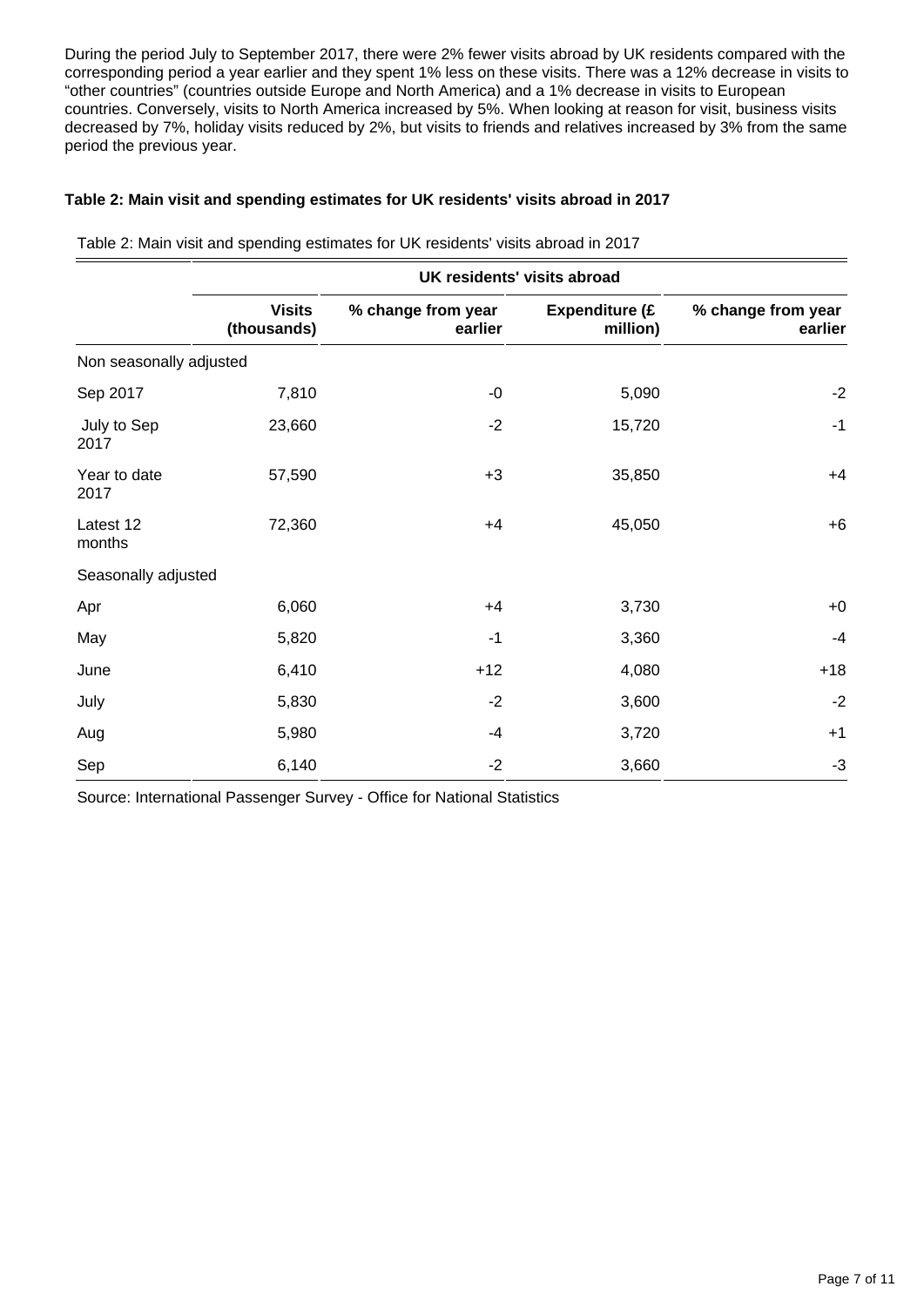During the period July to September 2017, there were 2% fewer visits abroad by UK residents compared with the corresponding period a year earlier and they spent 1% less on these visits. There was a 12% decrease in visits to "other countries" (countries outside Europe and North America) and a 1% decrease in visits to European countries. Conversely, visits to North America increased by 5%. When looking at reason for visit, business visits decreased by 7%, holiday visits reduced by 2%, but visits to friends and relatives increased by 3% from the same period the previous year.

### Table 2: Main visit and spending estimates for UK residents' visits abroad in 2017

Table 2: Main visit and spending estimates for UK residents' visits abroad in 2017

| | UK residents' visits abroad | | | |
|---|---|---|---|---|
| | **Visits (thousands)** | **% change from year earlier** | **Expenditure (£ million)** | **% change from year earlier** |
| Non seasonally adjusted | | | | |
| Sep 2017 | 7,810 | -0 | 5,090 | -2 |
| July to Sep 2017 | 23,660 | -2 | 15,720 | -1 |
| Year to date 2017 | 57,590 | +3 | 35,850 | +4 |
| Latest 12 months | 72,360 | +4 | 45,050 | +6 |
| Seasonally adjusted | | | | |
| Apr | 6,060 | +4 | 3,730 | +0 |
| May | 5,820 | -1 | 3,360 | -4 |
| June | 6,410 | +12 | 4,080 | +18 |
| July | 5,830 | -2 | 3,600 | -2 |
| Aug | 5,980 | -4 | 3,720 | +1 |
| Sep | 6,140 | -2 | 3,660 | -3 |

Source: International Passenger Survey - Office for National Statistics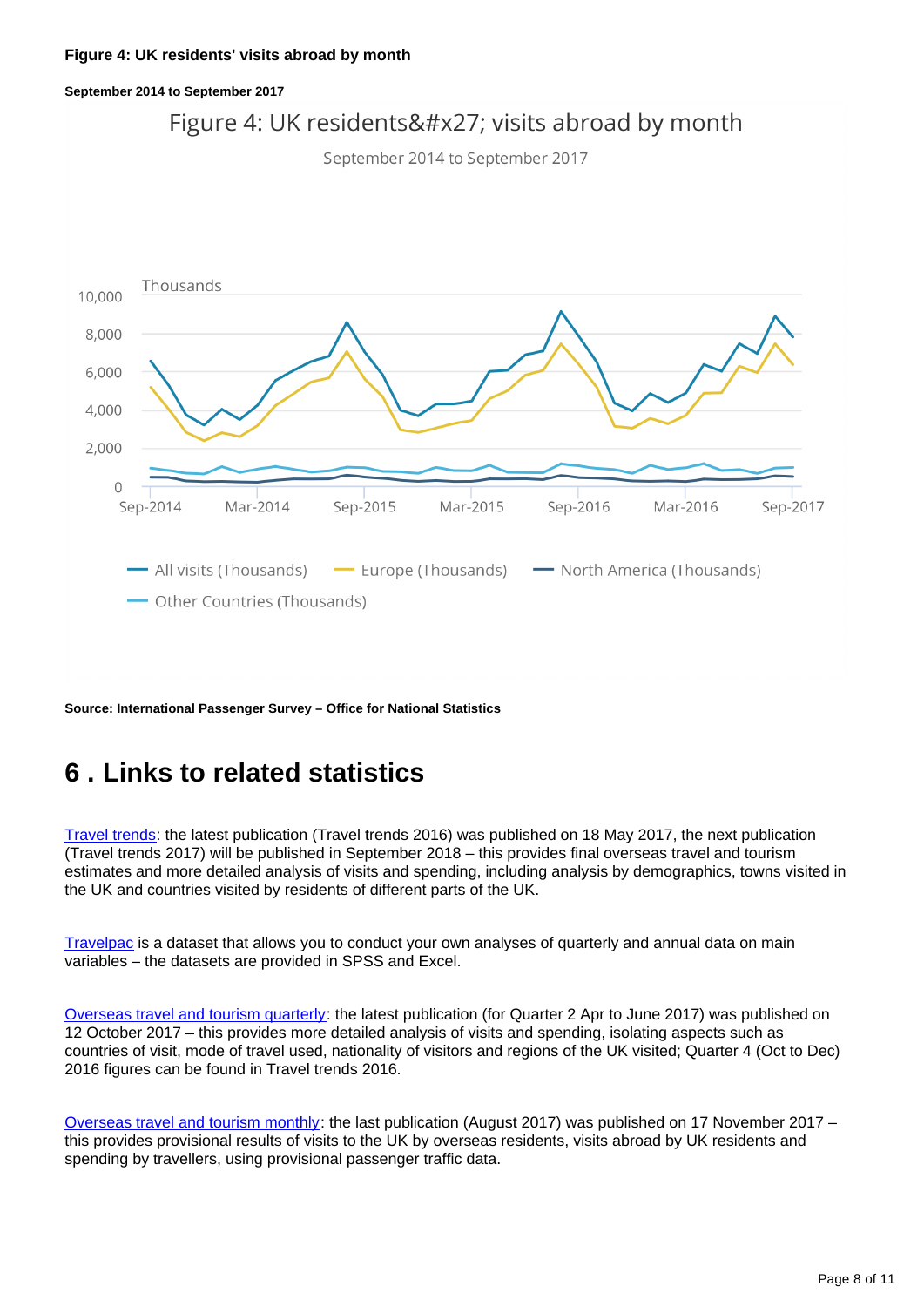**Figure 4: UK residents' visits abroad by month**

**September 2014 to September 2017**

**Source: International Passenger Survey – Office for National Statistics**

# 6 . Links to related statistics

[Travel trends](): the latest publication (Travel trends 2016) was published on 18 May 2017, the next publication (Travel trends 2017) will be published in September 2018 – this provides final overseas travel and tourism estimates and more detailed analysis of visits and spending, including analysis by demographics, towns visited in the UK and countries visited by residents of different parts of the UK.

[Travelpac]() is a dataset that allows you to conduct your own analyses of quarterly and annual data on main variables – the datasets are provided in SPSS and Excel.

[Overseas travel and tourism quarterly](): the latest publication (for Quarter 2 Apr to June 2017) was published on 12 October 2017 – this provides more detailed analysis of visits and spending, isolating aspects such as countries of visit, mode of travel used, nationality of visitors and regions of the UK visited; Quarter 4 (Oct to Dec) 2016 figures can be found in Travel trends 2016.

[Overseas travel and tourism monthly](): the last publication (August 2017) was published on 17 November 2017 – this provides provisional results of visits to the UK by overseas residents, visits abroad by UK residents and spending by travellers, using provisional passenger traffic data.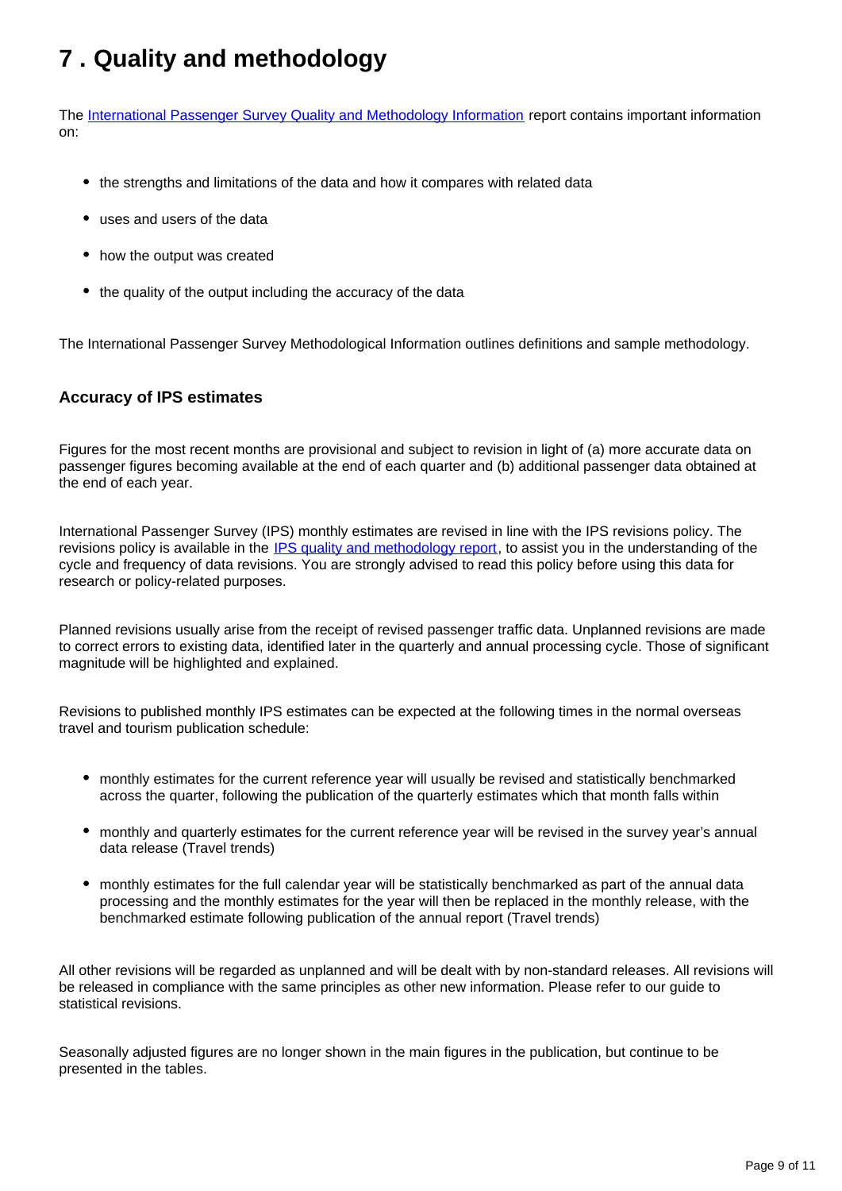# 7 . Quality and methodology

The [International Passenger Survey Quality and Methodology Information](#) report contains important information on:

- the strengths and limitations of the data and how it compares with related data
- uses and users of the data
- how the output was created
- the quality of the output including the accuracy of the data

The International Passenger Survey Methodological Information outlines definitions and sample methodology.

### Accuracy of IPS estimates

Figures for the most recent months are provisional and subject to revision in light of (a) more accurate data on passenger figures becoming available at the end of each quarter and (b) additional passenger data obtained at the end of each year.

International Passenger Survey (IPS) monthly estimates are revised in line with the IPS revisions policy. The revisions policy is available in the [IPS quality and methodology report](#), to assist you in the understanding of the cycle and frequency of data revisions. You are strongly advised to read this policy before using this data for research or policy-related purposes.

Planned revisions usually arise from the receipt of revised passenger traffic data. Unplanned revisions are made to correct errors to existing data, identified later in the quarterly and annual processing cycle. Those of significant magnitude will be highlighted and explained.

Revisions to published monthly IPS estimates can be expected at the following times in the normal overseas travel and tourism publication schedule:

- monthly estimates for the current reference year will usually be revised and statistically benchmarked across the quarter, following the publication of the quarterly estimates which that month falls within
- monthly and quarterly estimates for the current reference year will be revised in the survey year's annual data release (Travel trends)
- monthly estimates for the full calendar year will be statistically benchmarked as part of the annual data processing and the monthly estimates for the year will then be replaced in the monthly release, with the benchmarked estimate following publication of the annual report (Travel trends)

All other revisions will be regarded as unplanned and will be dealt with by non-standard releases. All revisions will be released in compliance with the same principles as other new information. Please refer to our guide to statistical revisions.

Seasonally adjusted figures are no longer shown in the main figures in the publication, but continue to be presented in the tables.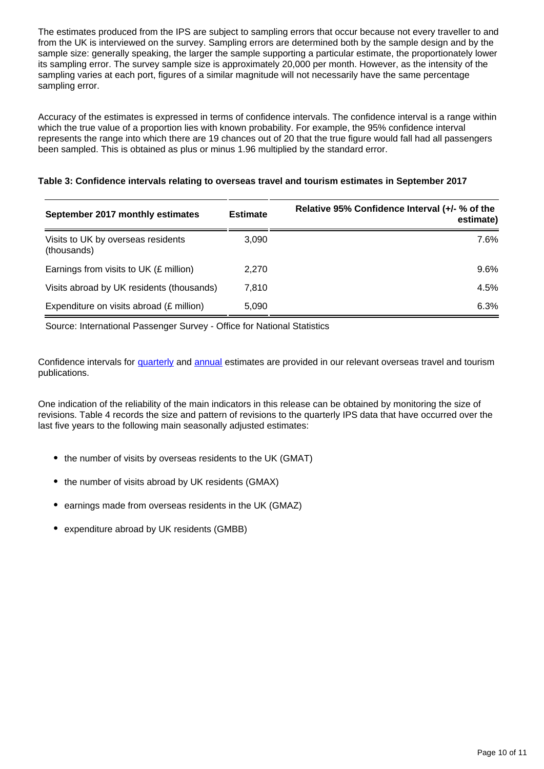The estimates produced from the IPS are subject to sampling errors that occur because not every traveller to and from the UK is interviewed on the survey. Sampling errors are determined both by the sample design and by the sample size: generally speaking, the larger the sample supporting a particular estimate, the proportionately lower its sampling error. The survey sample size is approximately 20,000 per month. However, as the intensity of the sampling varies at each port, figures of a similar magnitude will not necessarily have the same percentage sampling error.

Accuracy of the estimates is expressed in terms of confidence intervals. The confidence interval is a range within which the true value of a proportion lies with known probability. For example, the 95% confidence interval represents the range into which there are 19 chances out of 20 that the true figure would fall had all passengers been sampled. This is obtained as plus or minus 1.96 multiplied by the standard error.

**Table 3: Confidence intervals relating to overseas travel and tourism estimates in September 2017**

| September 2017 monthly estimates | Estimate | Relative 95% Confidence Interval (+/- % of the estimate) |
|---|---|---|
| Visits to UK by overseas residents (thousands) | 3,090 | 7.6% |
| Earnings from visits to UK (£ million) | 2,270 | 9.6% |
| Visits abroad by UK residents (thousands) | 7,810 | 4.5% |
| Expenditure on visits abroad (£ million) | 5,090 | 6.3% |

Source: International Passenger Survey - Office for National Statistics

Confidence intervals for quarterly and annual estimates are provided in our relevant overseas travel and tourism publications.

One indication of the reliability of the main indicators in this release can be obtained by monitoring the size of revisions. Table 4 records the size and pattern of revisions to the quarterly IPS data that have occurred over the last five years to the following main seasonally adjusted estimates:

- the number of visits by overseas residents to the UK (GMAT)
- the number of visits abroad by UK residents (GMAX)
- earnings made from overseas residents in the UK (GMAZ)
- expenditure abroad by UK residents (GMBB)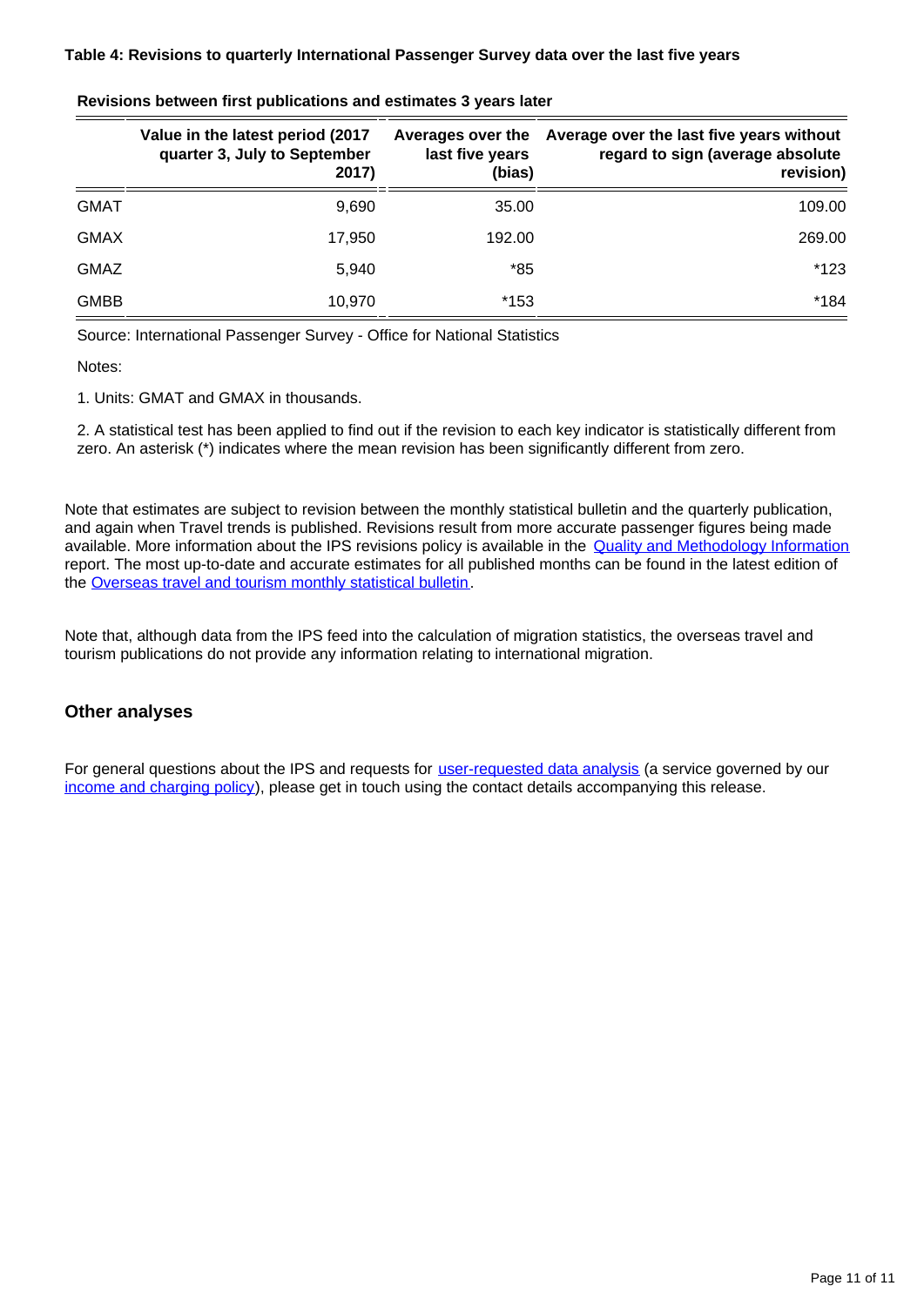**Table 4: Revisions to quarterly International Passenger Survey data over the last five years**

**Revisions between first publications and estimates 3 years later**

| | Value in the latest period (2017 quarter 3, July to September 2017) | Averages over the last five years (bias) | Average over the last five years without regard to sign (average absolute revision) |
|---|---|---|---|
| GMAT | 9,690 | 35.00 | 109.00 |
| GMAX | 17,950 | 192.00 | 269.00 |
| GMAZ | 5,940 | *85 | *123 |
| GMBB | 10,970 | *153 | *184 |

Source: International Passenger Survey - Office for National Statistics

Notes:

1. Units: GMAT and GMAX in thousands.

2. A statistical test has been applied to find out if the revision to each key indicator is statistically different from zero. An asterisk (*) indicates where the mean revision has been significantly different from zero.

Note that estimates are subject to revision between the monthly statistical bulletin and the quarterly publication, and again when Travel trends is published. Revisions result from more accurate passenger figures being made available. More information about the IPS revisions policy is available in the Quality and Methodology Information report. The most up-to-date and accurate estimates for all published months can be found in the latest edition of the Overseas travel and tourism monthly statistical bulletin.

Note that, although data from the IPS feed into the calculation of migration statistics, the overseas travel and tourism publications do not provide any information relating to international migration.

### Other analyses

For general questions about the IPS and requests for user-requested data analysis (a service governed by our income and charging policy), please get in touch using the contact details accompanying this release.